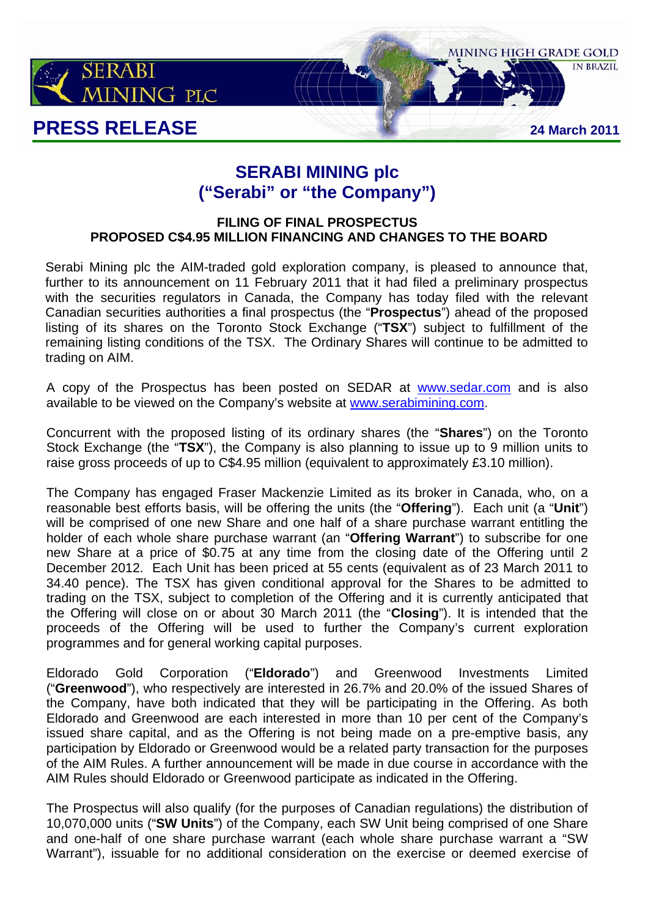# PRESS RELEASE

24 March 2011

## SERABI MINING plc
## ("Serabi" or "the Company")

### FILING OF FINAL PROSPECTUS
### PROPOSED C$4.95 MILLION FINANCING AND CHANGES TO THE BOARD

Serabi Mining plc the AIM-traded gold exploration company, is pleased to announce that, further to its announcement on 11 February 2011 that it had filed a preliminary prospectus with the securities regulators in Canada, the Company has today filed with the relevant Canadian securities authorities a final prospectus (the "**Prospectus**") ahead of the proposed listing of its shares on the Toronto Stock Exchange ("**TSX**") subject to fulfillment of the remaining listing conditions of the TSX. The Ordinary Shares will continue to be admitted to trading on AIM.

A copy of the Prospectus has been posted on SEDAR at www.sedar.com and is also available to be viewed on the Company's website at www.serabimining.com.

Concurrent with the proposed listing of its ordinary shares (the "**Shares**") on the Toronto Stock Exchange (the "**TSX**"), the Company is also planning to issue up to 9 million units to raise gross proceeds of up to C$4.95 million (equivalent to approximately £3.10 million).

The Company has engaged Fraser Mackenzie Limited as its broker in Canada, who, on a reasonable best efforts basis, will be offering the units (the "**Offering**"). Each unit (a "**Unit**") will be comprised of one new Share and one half of a share purchase warrant entitling the holder of each whole share purchase warrant (an "**Offering Warrant**") to subscribe for one new Share at a price of $0.75 at any time from the closing date of the Offering until 2 December 2012. Each Unit has been priced at 55 cents (equivalent as of 23 March 2011 to 34.40 pence). The TSX has given conditional approval for the Shares to be admitted to trading on the TSX, subject to completion of the Offering and it is currently anticipated that the Offering will close on or about 30 March 2011 (the "**Closing**"). It is intended that the proceeds of the Offering will be used to further the Company's current exploration programmes and for general working capital purposes.

Eldorado Gold Corporation ("**Eldorado**") and Greenwood Investments Limited ("**Greenwood**"), who respectively are interested in 26.7% and 20.0% of the issued Shares of the Company, have both indicated that they will be participating in the Offering. As both Eldorado and Greenwood are each interested in more than 10 per cent of the Company's issued share capital, and as the Offering is not being made on a pre-emptive basis, any participation by Eldorado or Greenwood would be a related party transaction for the purposes of the AIM Rules. A further announcement will be made in due course in accordance with the AIM Rules should Eldorado or Greenwood participate as indicated in the Offering.

The Prospectus will also qualify (for the purposes of Canadian regulations) the distribution of 10,070,000 units ("**SW Units**") of the Company, each SW Unit being comprised of one Share and one-half of one share purchase warrant (each whole share purchase warrant a "SW Warrant"), issuable for no additional consideration on the exercise or deemed exercise of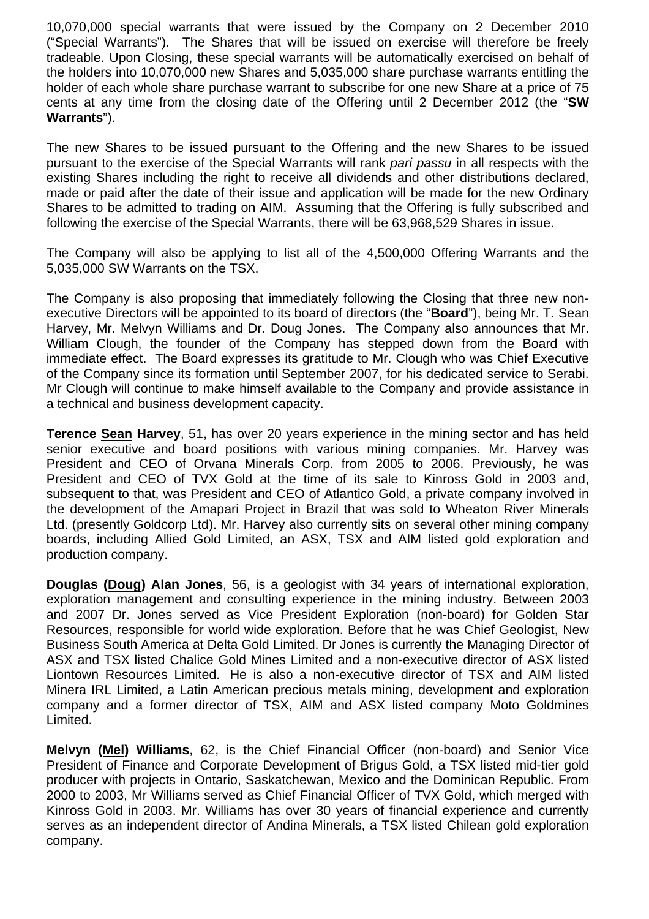10,070,000 special warrants that were issued by the Company on 2 December 2010 ("Special Warrants"). The Shares that will be issued on exercise will therefore be freely tradeable. Upon Closing, these special warrants will be automatically exercised on behalf of the holders into 10,070,000 new Shares and 5,035,000 share purchase warrants entitling the holder of each whole share purchase warrant to subscribe for one new Share at a price of 75 cents at any time from the closing date of the Offering until 2 December 2012 (the "**SW Warrants**").

The new Shares to be issued pursuant to the Offering and the new Shares to be issued pursuant to the exercise of the Special Warrants will rank *pari passu* in all respects with the existing Shares including the right to receive all dividends and other distributions declared, made or paid after the date of their issue and application will be made for the new Ordinary Shares to be admitted to trading on AIM. Assuming that the Offering is fully subscribed and following the exercise of the Special Warrants, there will be 63,968,529 Shares in issue.

The Company will also be applying to list all of the 4,500,000 Offering Warrants and the 5,035,000 SW Warrants on the TSX.

The Company is also proposing that immediately following the Closing that three new non-executive Directors will be appointed to its board of directors (the "**Board**"), being Mr. T. Sean Harvey, Mr. Melvyn Williams and Dr. Doug Jones. The Company also announces that Mr. William Clough, the founder of the Company has stepped down from the Board with immediate effect. The Board expresses its gratitude to Mr. Clough who was Chief Executive of the Company since its formation until September 2007, for his dedicated service to Serabi. Mr Clough will continue to make himself available to the Company and provide assistance in a technical and business development capacity.

**Terence <u>Sean</u> Harvey**, 51, has over 20 years experience in the mining sector and has held senior executive and board positions with various mining companies. Mr. Harvey was President and CEO of Orvana Minerals Corp. from 2005 to 2006. Previously, he was President and CEO of TVX Gold at the time of its sale to Kinross Gold in 2003 and, subsequent to that, was President and CEO of Atlantico Gold, a private company involved in the development of the Amapari Project in Brazil that was sold to Wheaton River Minerals Ltd. (presently Goldcorp Ltd). Mr. Harvey also currently sits on several other mining company boards, including Allied Gold Limited, an ASX, TSX and AIM listed gold exploration and production company.

**Douglas (<u>Doug</u>) Alan Jones**, 56, is a geologist with 34 years of international exploration, exploration management and consulting experience in the mining industry. Between 2003 and 2007 Dr. Jones served as Vice President Exploration (non-board) for Golden Star Resources, responsible for world wide exploration. Before that he was Chief Geologist, New Business South America at Delta Gold Limited. Dr Jones is currently the Managing Director of ASX and TSX listed Chalice Gold Mines Limited and a non-executive director of ASX listed Liontown Resources Limited. He is also a non-executive director of TSX and AIM listed Minera IRL Limited, a Latin American precious metals mining, development and exploration company and a former director of TSX, AIM and ASX listed company Moto Goldmines Limited.

**Melvyn (<u>Mel</u>) Williams**, 62, is the Chief Financial Officer (non-board) and Senior Vice President of Finance and Corporate Development of Brigus Gold, a TSX listed mid-tier gold producer with projects in Ontario, Saskatchewan, Mexico and the Dominican Republic. From 2000 to 2003, Mr Williams served as Chief Financial Officer of TVX Gold, which merged with Kinross Gold in 2003. Mr. Williams has over 30 years of financial experience and currently serves as an independent director of Andina Minerals, a TSX listed Chilean gold exploration company.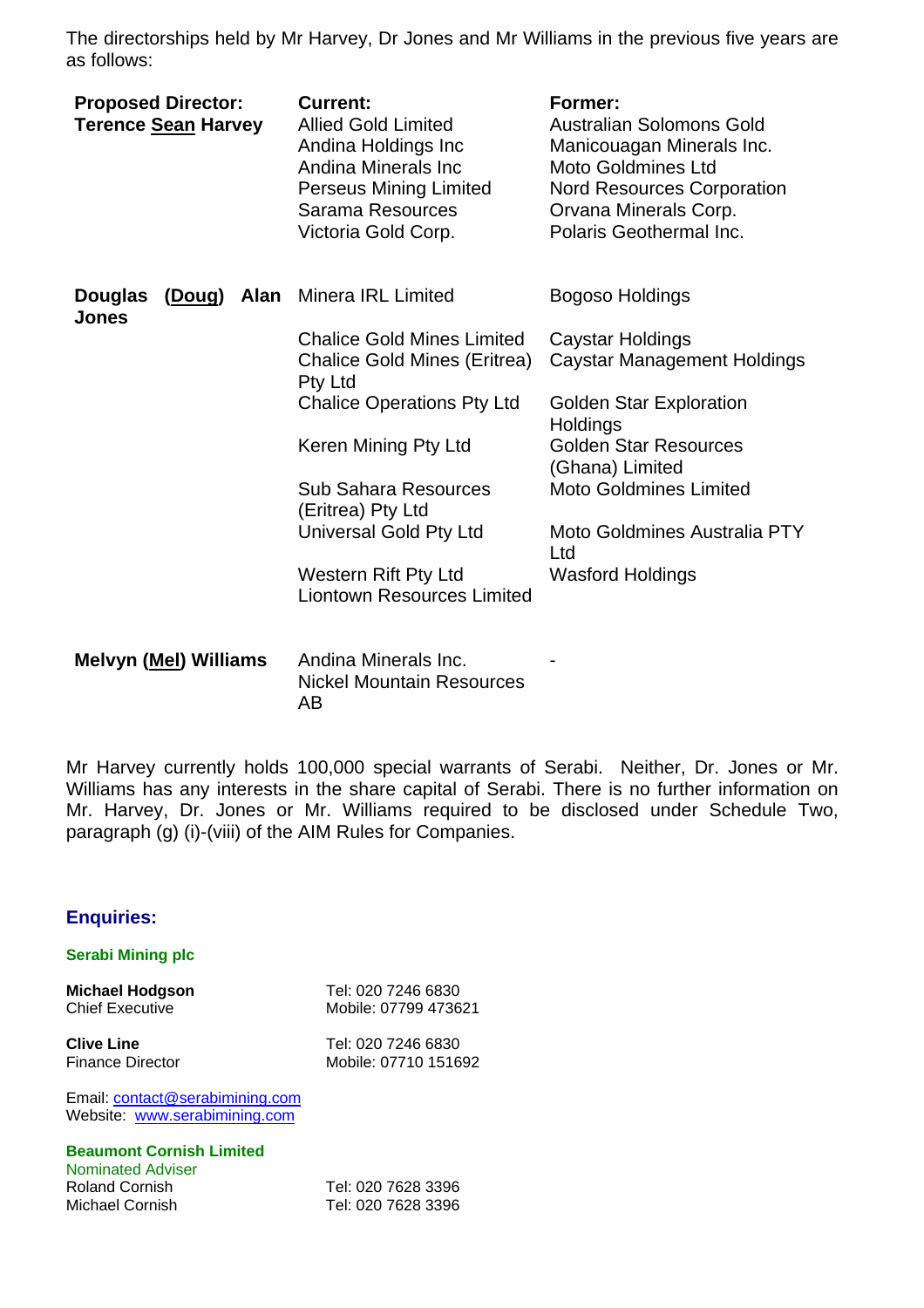The directorships held by Mr Harvey, Dr Jones and Mr Williams in the previous five years are as follows:

| Proposed Director: | Current: | Former: |
|---|---|---|
| **Terence Sean Harvey** | Allied Gold Limited<br>Andina Holdings Inc<br>Andina Minerals Inc<br>Perseus Mining Limited<br>Sarama Resources<br>Victoria Gold Corp. | Australian Solomons Gold<br>Manicouagan Minerals Inc.<br>Moto Goldmines Ltd<br>Nord Resources Corporation<br>Orvana Minerals Corp.<br>Polaris Geothermal Inc. |
| **Douglas (Doug) Alan Jones** | Minera IRL Limited<br>Chalice Gold Mines Limited<br>Chalice Gold Mines (Eritrea) Pty Ltd<br>Chalice Operations Pty Ltd<br>Keren Mining Pty Ltd<br>Sub Sahara Resources (Eritrea) Pty Ltd<br>Universal Gold Pty Ltd<br>Western Rift Pty Ltd<br>Liontown Resources Limited | Bogoso Holdings<br>Caystar Holdings<br>Caystar Management Holdings<br>Golden Star Exploration Holdings<br>Golden Star Resources (Ghana) Limited<br>Moto Goldmines Limited<br>Moto Goldmines Australia PTY Ltd<br>Wasford Holdings |
| **Melvyn (Mel) Williams** | Andina Minerals Inc.<br>Nickel Mountain Resources AB | - |

Mr Harvey currently holds 100,000 special warrants of Serabi. Neither, Dr. Jones or Mr. Williams has any interests in the share capital of Serabi. There is no further information on Mr. Harvey, Dr. Jones or Mr. Williams required to be disclosed under Schedule Two, paragraph (g) (i)-(viii) of the AIM Rules for Companies.

## Enquiries:

**Serabi Mining plc**

**Michael Hodgson**  
Chief Executive  
Tel: 020 7246 6830  
Mobile: 07799 473621

**Clive Line**  
Finance Director  
Tel: 020 7246 6830  
Mobile: 07710 151692

Email: contact@serabimining.com  
Website: www.serabimining.com

**Beaumont Cornish Limited**  
Nominated Adviser  
Roland Cornish — Tel: 020 7628 3396  
Michael Cornish — Tel: 020 7628 3396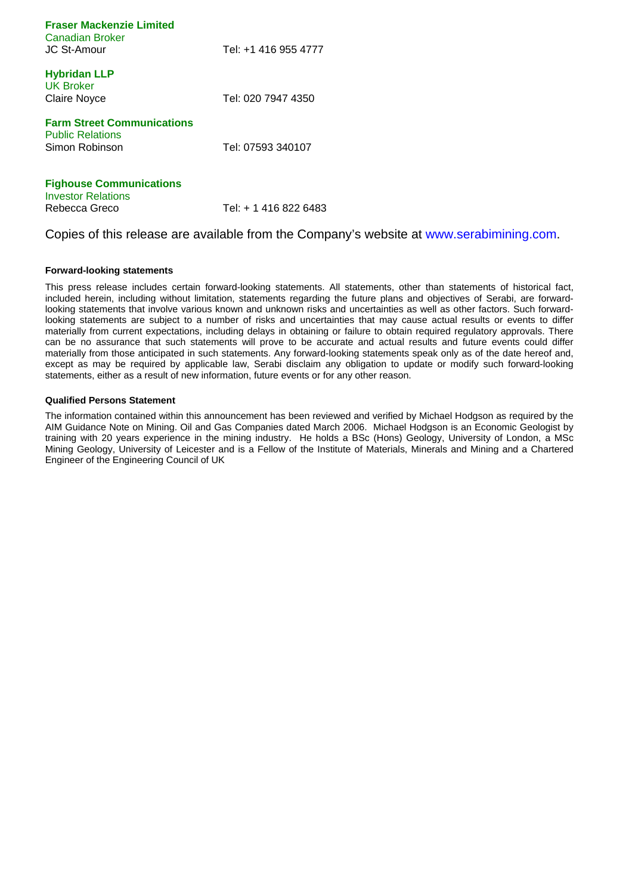**Fraser Mackenzie Limited**
Canadian Broker
JC St-Amour Tel: +1 416 955 4777

**Hybridan LLP**
UK Broker
Claire Noyce Tel: 020 7947 4350

**Farm Street Communications**
Public Relations
Simon Robinson Tel: 07593 340107

**Fighouse Communications**
Investor Relations
Rebecca Greco Tel: + 1 416 822 6483

Copies of this release are available from the Company's website at www.serabimining.com.

**Forward-looking statements**

This press release includes certain forward-looking statements. All statements, other than statements of historical fact, included herein, including without limitation, statements regarding the future plans and objectives of Serabi, are forward-looking statements that involve various known and unknown risks and uncertainties as well as other factors. Such forward-looking statements are subject to a number of risks and uncertainties that may cause actual results or events to differ materially from current expectations, including delays in obtaining or failure to obtain required regulatory approvals. There can be no assurance that such statements will prove to be accurate and actual results and future events could differ materially from those anticipated in such statements. Any forward-looking statements speak only as of the date hereof and, except as may be required by applicable law, Serabi disclaim any obligation to update or modify such forward-looking statements, either as a result of new information, future events or for any other reason.

**Qualified Persons Statement**

The information contained within this announcement has been reviewed and verified by Michael Hodgson as required by the AIM Guidance Note on Mining. Oil and Gas Companies dated March 2006. Michael Hodgson is an Economic Geologist by training with 20 years experience in the mining industry. He holds a BSc (Hons) Geology, University of London, a MSc Mining Geology, University of Leicester and is a Fellow of the Institute of Materials, Minerals and Mining and a Chartered Engineer of the Engineering Council of UK